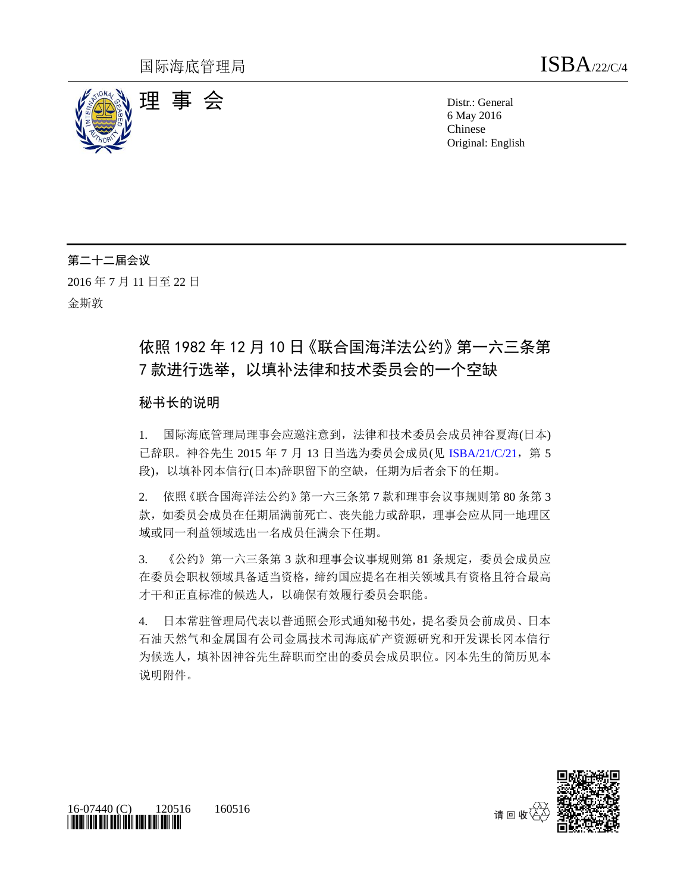国际海底管理局

ISBA/22/C/4

# 理 事 会

Distr.: General
6 May 2016
Chinese
Original: English

**第二十二届会议**
2016 年 7 月 11 日至 22 日
金斯敦

## 依照 1982 年 12 月 10 日《联合国海洋法公约》第一六三条第 7 款进行选举，以填补法律和技术委员会的一个空缺

### 秘书长的说明

1. 国际海底管理局理事会应邀注意到，法律和技术委员会成员神谷夏海(日本)已辞职。神谷先生 2015 年 7 月 13 日当选为委员会成员(见 ISBA/21/C/21，第 5 段)，以填补冈本信行(日本)辞职留下的空缺，任期为后者余下的任期。

2. 依照《联合国海洋法公约》第一六三条第 7 款和理事会议事规则第 80 条第 3 款，如委员会成员在任期届满前死亡、丧失能力或辞职，理事会应从同一地理区域或同一利益领域选出一名成员任满余下任期。

3. 《公约》第一六三条第 3 款和理事会议事规则第 81 条规定，委员会成员应在委员会职权领域具备适当资格，缔约国应提名在相关领域具有资格且符合最高才干和正直标准的候选人，以确保有效履行委员会职能。

4. 日本常驻管理局代表以普通照会形式通知秘书处，提名委员会前成员、日本石油天然气和金属国有公司金属技术司海底矿产资源研究和开发课长冈本信行为候选人，填补因神谷先生辞职而空出的委员会成员职位。冈本先生的简历见本说明附件。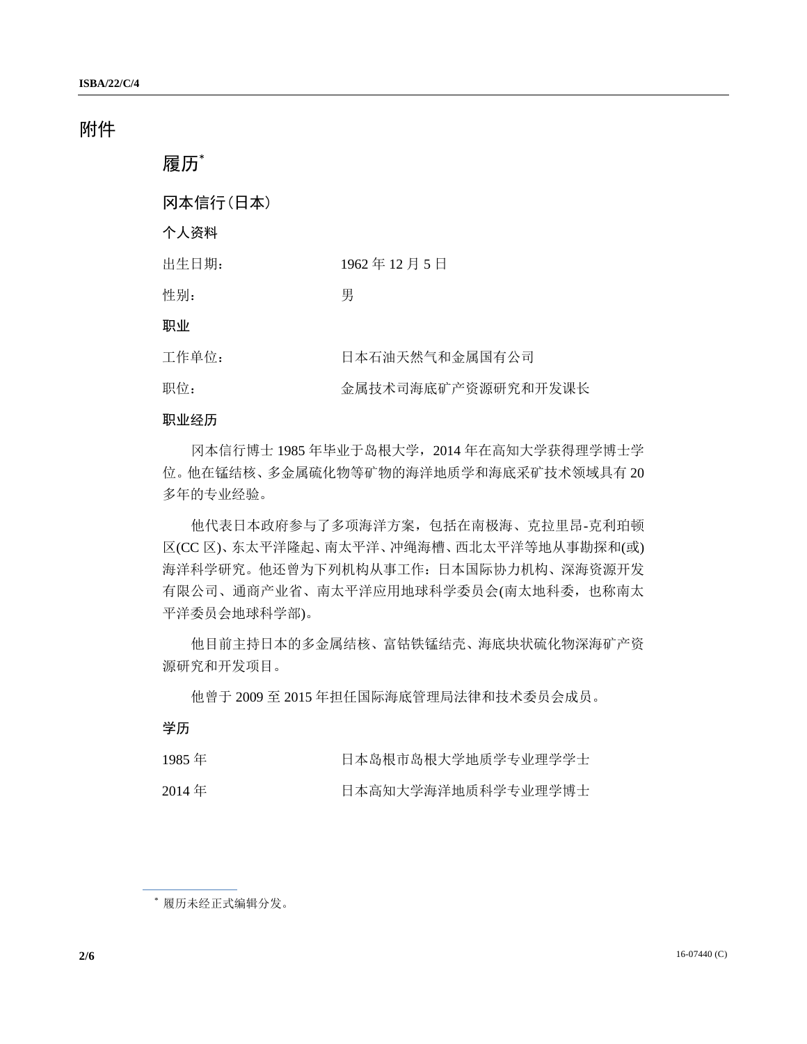# 附件

## 履历[*]

## 冈本信行(日本)

### 个人资料

| | |
|---|---|
| 出生日期： | 1962 年 12 月 5 日 |
| 性别： | 男 |

### 职业

| | |
|---|---|
| 工作单位： | 日本石油天然气和金属国有公司 |
| 职位： | 金属技术司海底矿产资源研究和开发课长 |

### 职业经历

冈本信行博士 1985 年毕业于岛根大学，2014 年在高知大学获得理学博士学位。他在锰结核、多金属硫化物等矿物的海洋地质学和海底采矿技术领域具有 20 多年的专业经验。

他代表日本政府参与了多项海洋方案，包括在南极海、克拉里昂-克利珀顿区(CC 区)、东太平洋隆起、南太平洋、冲绳海槽、西北太平洋等地从事勘探和(或)海洋科学研究。他还曾为下列机构从事工作：日本国际协力机构、深海资源开发有限公司、通商产业省、南太平洋应用地球科学委员会(南太地科委，也称南太平洋委员会地球科学部)。

他目前主持日本的多金属结核、富钴铁锰结壳、海底块状硫化物深海矿产资源研究和开发项目。

他曾于 2009 至 2015 年担任国际海底管理局法律和技术委员会成员。

### 学历

| | |
|---|---|
| 1985 年 | 日本岛根市岛根大学地质学专业理学学士 |
| 2014 年 | 日本高知大学海洋地质科学专业理学博士 |

[*] 履历未经正式编辑分发。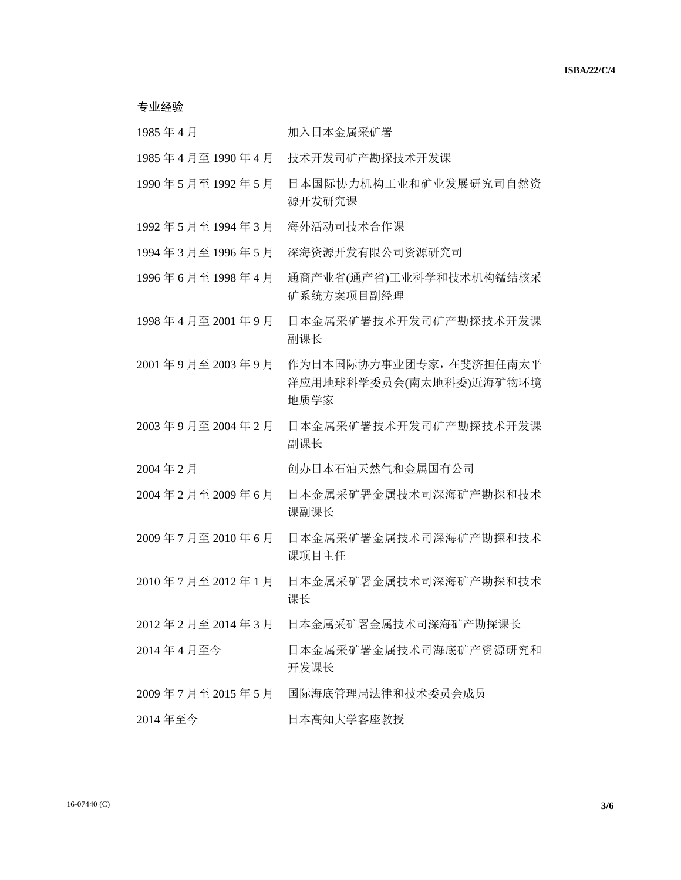专业经验

| | |
|---|---|
| 1985 年 4 月 | 加入日本金属采矿署 |
| 1985 年 4 月至 1990 年 4 月 | 技术开发司矿产勘探技术开发课 |
| 1990 年 5 月至 1992 年 5 月 | 日本国际协力机构工业和矿业发展研究司自然资源开发研究课 |
| 1992 年 5 月至 1994 年 3 月 | 海外活动司技术合作课 |
| 1994 年 3 月至 1996 年 5 月 | 深海资源开发有限公司资源研究司 |
| 1996 年 6 月至 1998 年 4 月 | 通商产业省(通产省)工业科学和技术机构锰结核采矿系统方案项目副经理 |
| 1998 年 4 月至 2001 年 9 月 | 日本金属采矿署技术开发司矿产勘探技术开发课副课长 |
| 2001 年 9 月至 2003 年 9 月 | 作为日本国际协力事业团专家，在斐济担任南太平洋应用地球科学委员会(南太地科委)近海矿物环境地质学家 |
| 2003 年 9 月至 2004 年 2 月 | 日本金属采矿署技术开发司矿产勘探技术开发课副课长 |
| 2004 年 2 月 | 创办日本石油天然气和金属国有公司 |
| 2004 年 2 月至 2009 年 6 月 | 日本金属采矿署金属技术司深海矿产勘探和技术课副课长 |
| 2009 年 7 月至 2010 年 6 月 | 日本金属采矿署金属技术司深海矿产勘探和技术课项目主任 |
| 2010 年 7 月至 2012 年 1 月 | 日本金属采矿署金属技术司深海矿产勘探和技术课长 |
| 2012 年 2 月至 2014 年 3 月 | 日本金属采矿署金属技术司深海矿产勘探课长 |
| 2014 年 4 月至今 | 日本金属采矿署金属技术司海底矿产资源研究和开发课长 |
| 2009 年 7 月至 2015 年 5 月 | 国际海底管理局法律和技术委员会成员 |
| 2014 年至今 | 日本高知大学客座教授 |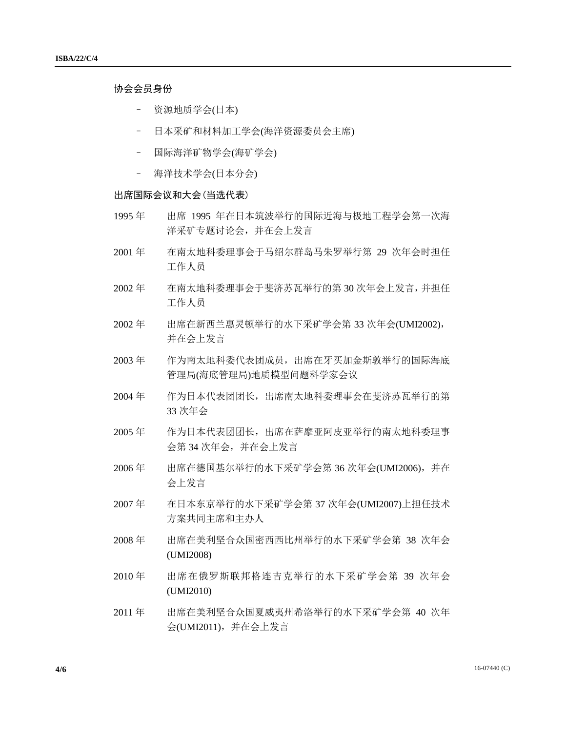### 协会会员身份

- 资源地质学会(日本)
- 日本采矿和材料加工学会(海洋资源委员会主席)
- 国际海洋矿物学会(海矿学会)
- 海洋技术学会(日本分会)

### 出席国际会议和大会(当选代表)

1995 年　出席 1995 年在日本筑波举行的国际近海与极地工程学会第一次海洋采矿专题讨论会，并在会上发言

2001 年　在南太地科委理事会于马绍尔群岛马朱罗举行第 29 次年会时担任工作人员

2002 年　在南太地科委理事会于斐济苏瓦举行的第 30 次年会上发言，并担任工作人员

2002 年　出席在新西兰惠灵顿举行的水下采矿学会第 33 次年会(UMI2002)，并在会上发言

2003 年　作为南太地科委代表团成员，出席在牙买加金斯敦举行的国际海底管理局(海底管理局)地质模型问题科学家会议

2004 年　作为日本代表团团长，出席南太地科委理事会在斐济苏瓦举行的第 33 次年会

2005 年　作为日本代表团团长，出席在萨摩亚阿皮亚举行的南太地科委理事会第 34 次年会，并在会上发言

2006 年　出席在德国基尔举行的水下采矿学会第 36 次年会(UMI2006)，并在会上发言

2007 年　在日本东京举行的水下采矿学会第 37 次年会(UMI2007)上担任技术方案共同主席和主办人

2008 年　出席在美利坚合众国密西西比州举行的水下采矿学会第 38 次年会(UMI2008)

2010 年　出席在俄罗斯联邦格连吉克举行的水下采矿学会第 39 次年会(UMI2010)

2011 年　出席在美利坚合众国夏威夷州希洛举行的水下采矿学会第 40 次年会(UMI2011)，并在会上发言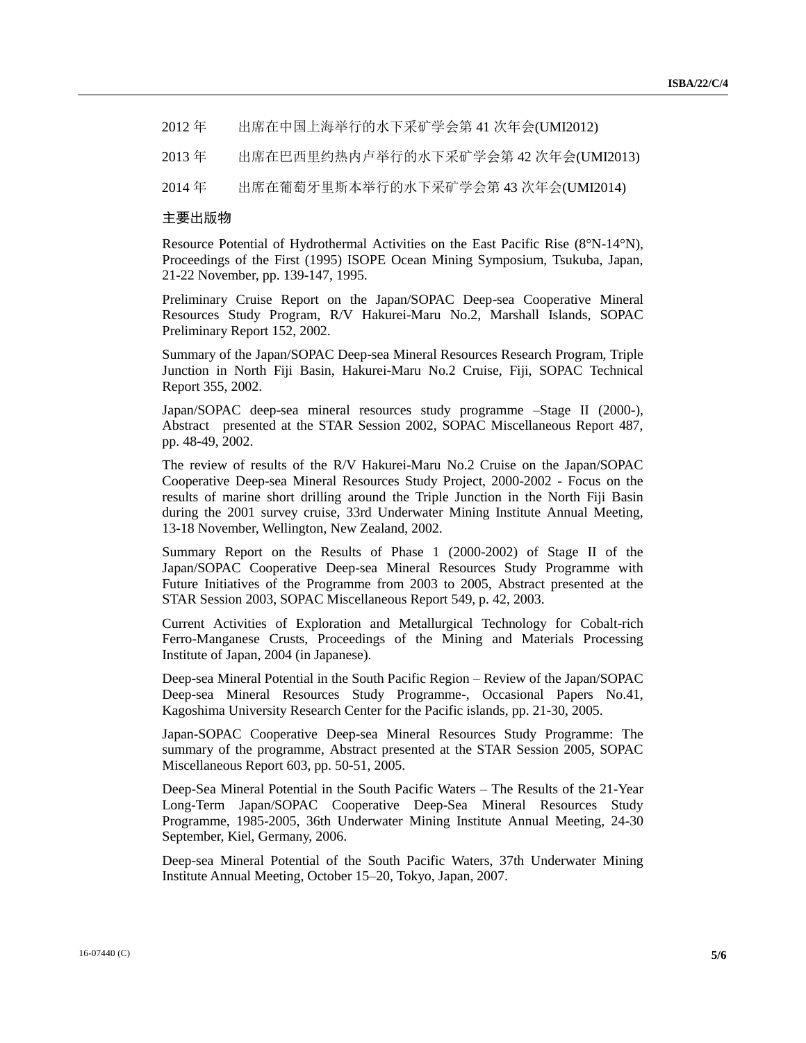2012 年　　出席在中国上海举行的水下采矿学会第 41 次年会(UMI2012)

2013 年　　出席在巴西里约热内卢举行的水下采矿学会第 42 次年会(UMI2013)

2014 年　　出席在葡萄牙里斯本举行的水下采矿学会第 43 次年会(UMI2014)

**主要出版物**

Resource Potential of Hydrothermal Activities on the East Pacific Rise (8°N-14°N), Proceedings of the First (1995) ISOPE Ocean Mining Symposium, Tsukuba, Japan, 21-22 November, pp. 139-147, 1995.

Preliminary Cruise Report on the Japan/SOPAC Deep-sea Cooperative Mineral Resources Study Program, R/V Hakurei-Maru No.2, Marshall Islands, SOPAC Preliminary Report 152, 2002.

Summary of the Japan/SOPAC Deep-sea Mineral Resources Research Program, Triple Junction in North Fiji Basin, Hakurei-Maru No.2 Cruise, Fiji, SOPAC Technical Report 355, 2002.

Japan/SOPAC deep-sea mineral resources study programme –Stage II (2000-), Abstract presented at the STAR Session 2002, SOPAC Miscellaneous Report 487, pp. 48-49, 2002.

The review of results of the R/V Hakurei-Maru No.2 Cruise on the Japan/SOPAC Cooperative Deep-sea Mineral Resources Study Project, 2000-2002 - Focus on the results of marine short drilling around the Triple Junction in the North Fiji Basin during the 2001 survey cruise, 33rd Underwater Mining Institute Annual Meeting, 13-18 November, Wellington, New Zealand, 2002.

Summary Report on the Results of Phase 1 (2000-2002) of Stage II of the Japan/SOPAC Cooperative Deep-sea Mineral Resources Study Programme with Future Initiatives of the Programme from 2003 to 2005, Abstract presented at the STAR Session 2003, SOPAC Miscellaneous Report 549, p. 42, 2003.

Current Activities of Exploration and Metallurgical Technology for Cobalt-rich Ferro-Manganese Crusts, Proceedings of the Mining and Materials Processing Institute of Japan, 2004 (in Japanese).

Deep-sea Mineral Potential in the South Pacific Region – Review of the Japan/SOPAC Deep-sea Mineral Resources Study Programme-, Occasional Papers No.41, Kagoshima University Research Center for the Pacific islands, pp. 21-30, 2005.

Japan-SOPAC Cooperative Deep-sea Mineral Resources Study Programme: The summary of the programme, Abstract presented at the STAR Session 2005, SOPAC Miscellaneous Report 603, pp. 50-51, 2005.

Deep-Sea Mineral Potential in the South Pacific Waters – The Results of the 21-Year Long-Term Japan/SOPAC Cooperative Deep-Sea Mineral Resources Study Programme, 1985-2005, 36th Underwater Mining Institute Annual Meeting, 24-30 September, Kiel, Germany, 2006.

Deep-sea Mineral Potential of the South Pacific Waters, 37th Underwater Mining Institute Annual Meeting, October 15–20, Tokyo, Japan, 2007.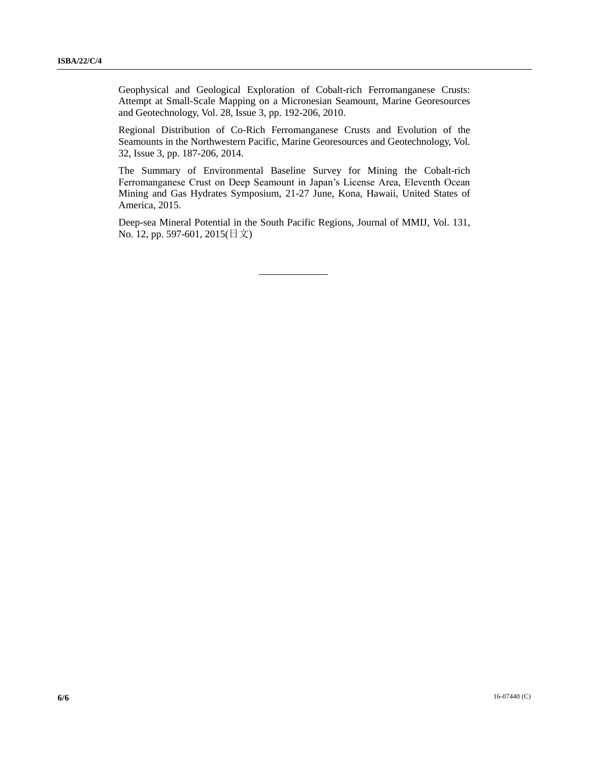Geophysical and Geological Exploration of Cobalt-rich Ferromanganese Crusts: Attempt at Small-Scale Mapping on a Micronesian Seamount, Marine Georesources and Geotechnology, Vol. 28, Issue 3, pp. 192-206, 2010.

Regional Distribution of Co-Rich Ferromanganese Crusts and Evolution of the Seamounts in the Northwestern Pacific, Marine Georesources and Geotechnology, Vol. 32, Issue 3, pp. 187-206, 2014.

The Summary of Environmental Baseline Survey for Mining the Cobalt-rich Ferromanganese Crust on Deep Seamount in Japan's License Area, Eleventh Ocean Mining and Gas Hydrates Symposium, 21-27 June, Kona, Hawaii, United States of America, 2015.

Deep-sea Mineral Potential in the South Pacific Regions, Journal of MMIJ, Vol. 131, No. 12, pp. 597-601, 2015(日文)